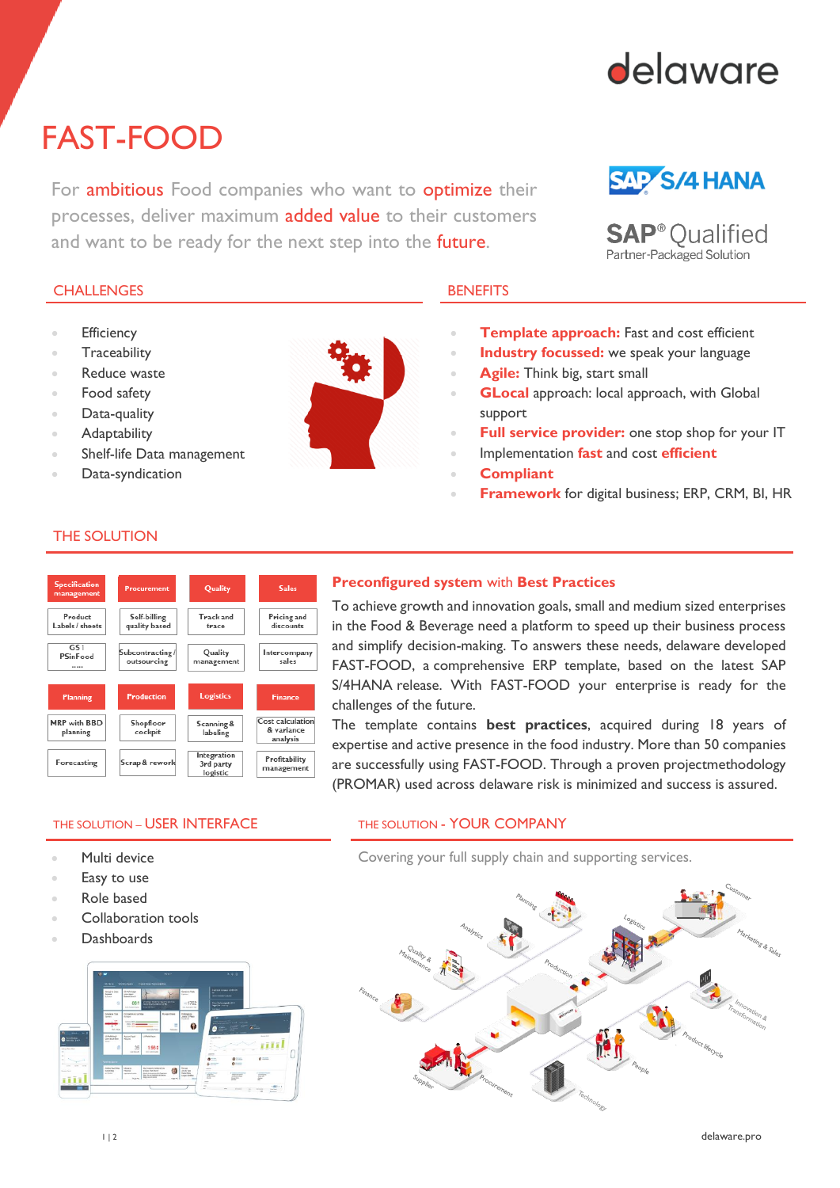delaware

# FAST-FOOD

For ambitious Food companies who want to optimize their processes, deliver maximum added value to their customers and want to be ready for the next step into the future.

SAP S/4HANA

SAP® Qualified Partner-Packaged Solution

## CHALLENGES

- Efficiency
- Traceability
- Reduce waste
- Food safety
- Data-quality
- Adaptability
- Shelf-life Data management
- Data-syndication

## BENEFITS

- **Template approach:** Fast and cost efficient
- **Industry focussed:** we speak your language
- **Agile:** Think big, start small
- **GLocal** approach: local approach, with Global support
- **Full service provider:** one stop shop for your IT
- Implementation **fast** and cost **efficient**
- **Compliant**
- **Framework** for digital business; ERP, CRM, BI, HR

## THE SOLUTION

| Specification management | Procurement | Quality | Sales |
|---|---|---|---|
| Product Labels / sheets | Self-billing quality based | Track and trace | Pricing and discounts |
| GS1 PSinFood | Subcontracting / outsourcing | Quality management | Intercompany sales |
| **Planning** | **Production** | **Logistics** | **Finance** |
| MRP with BBD planning | Shopfloor cockpit | Scanning & labeling | Cost calculation & variance analysis |
| Forecasting | Scrap & rework | Integration 3rd party logistic | Profitability management |

### Preconfigured system with Best Practices

To achieve growth and innovation goals, small and medium sized enterprises in the Food & Beverage need a platform to speed up their business process and simplify decision-making. To answers these needs, delaware developed FAST-FOOD, a comprehensive ERP template, based on the latest SAP S/4HANA release. With FAST-FOOD your enterprise is ready for the challenges of the future.

The template contains **best practices**, acquired during 18 years of expertise and active presence in the food industry. More than 50 companies are successfully using FAST-FOOD. Through a proven projectmethodology (PROMAR) used across delaware risk is minimized and success is assured.

## THE SOLUTION – USER INTERFACE

- Multi device
- Easy to use
- Role based
- Collaboration tools
- Dashboards

## THE SOLUTION - YOUR COMPANY

Covering your full supply chain and supporting services.

delaware.pro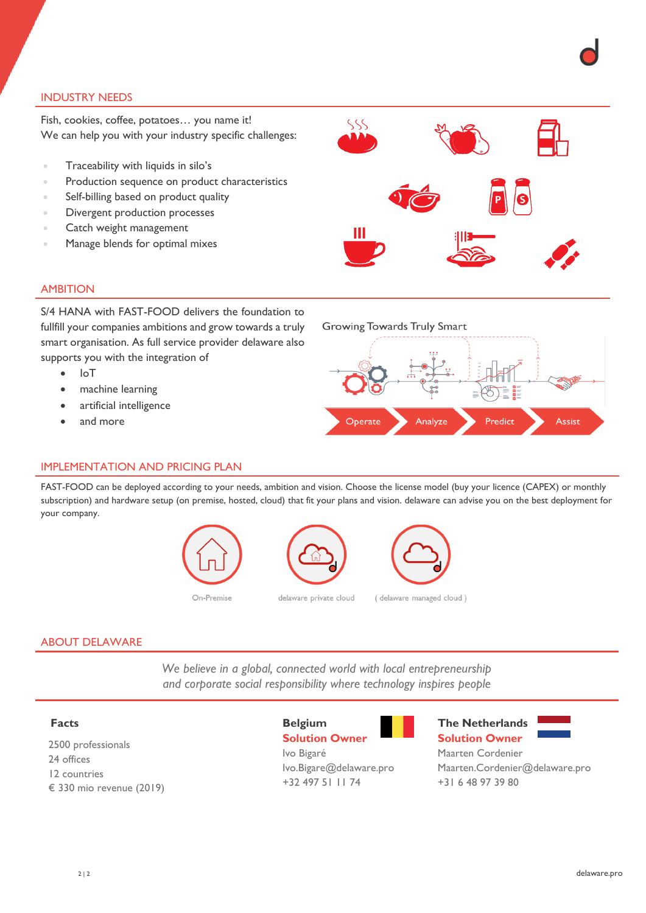## INDUSTRY NEEDS

Fish, cookies, coffee, potatoes… you name it!
We can help you with your industry specific challenges:

- Traceability with liquids in silo's
- Production sequence on product characteristics
- Self-billing based on product quality
- Divergent production processes
- Catch weight management
- Manage blends for optimal mixes

## AMBITION

S/4 HANA with FAST-FOOD delivers the foundation to fullfill your companies ambitions and grow towards a truly smart organisation. As full service provider delaware also supports you with the integration of

- IoT
- machine learning
- artificial intelligence
- and more

Growing Towards Truly Smart

Operate
Analyze
Predict
Assist

## IMPLEMENTATION AND PRICING PLAN

FAST-FOOD can be deployed according to your needs, ambition and vision. Choose the license model (buy your licence (CAPEX) or monthly subscription) and hardware setup (on premise, hosted, cloud) that fit your plans and vision. delaware can advise you on the best deployment for your company.

On-Premise
delaware private cloud
( delaware managed cloud )

## ABOUT DELAWARE

*We believe in a global, connected world with local entrepreneurship and corporate social responsibility where technology inspires people*

**Facts**

2500 professionals
24 offices
12 countries
€ 330 mio revenue (2019)

**Belgium**
**Solution Owner**
Ivo Bigaré
Ivo.Bigare@delaware.pro
+32 497 51 11 74

**The Netherlands**
**Solution Owner**
Maarten Cordenier
Maarten.Cordenier@delaware.pro
+31 6 48 97 39 80

delaware.pro